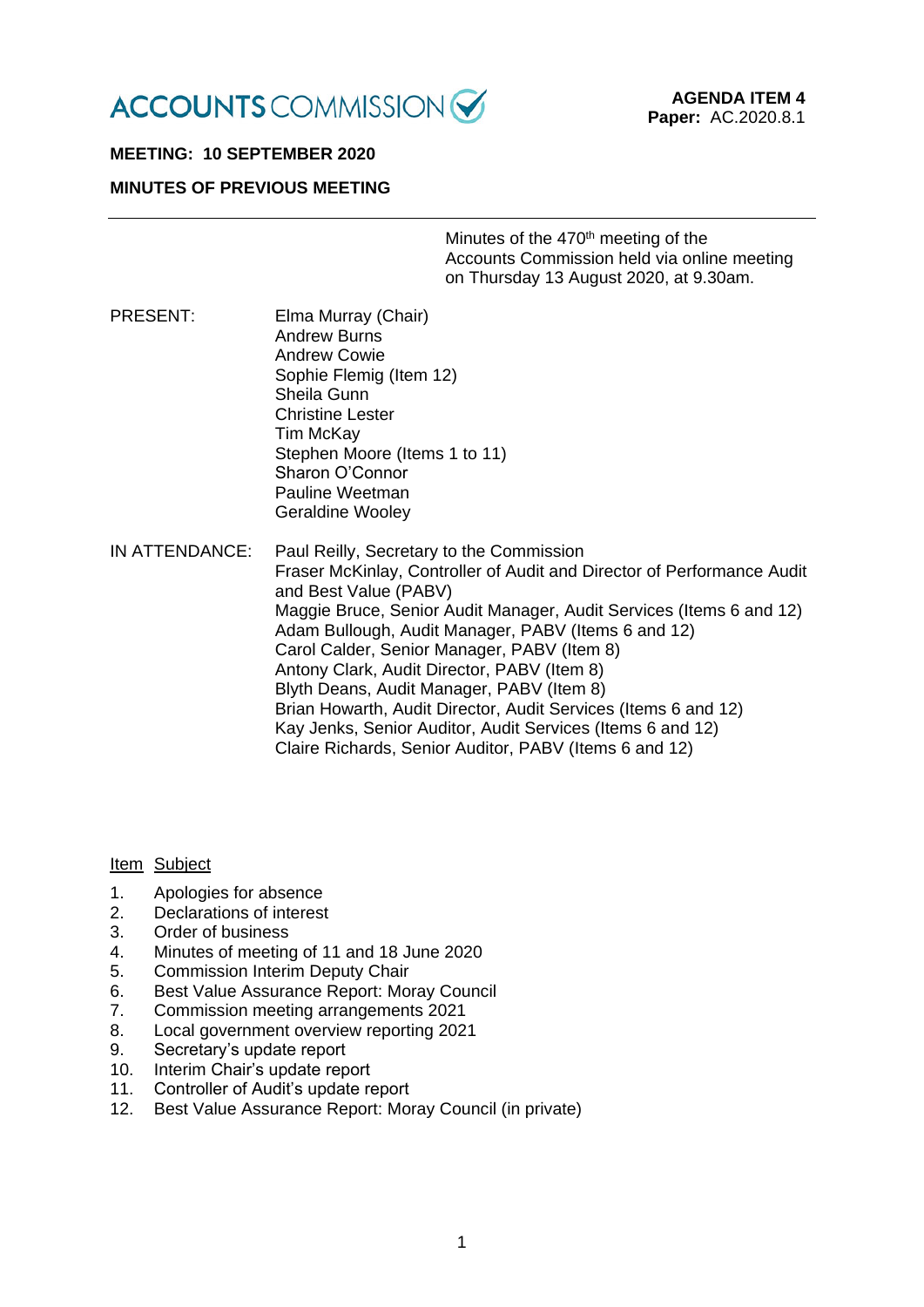ACCOUNTS COMMISSION

**AGENDA ITEM 4**
**Paper:** AC.2020.8.1

**MEETING: 10 SEPTEMBER 2020**

**MINUTES OF PREVIOUS MEETING**

---

Minutes of the 470th meeting of the Accounts Commission held via online meeting on Thursday 13 August 2020, at 9.30am.

PRESENT:

Elma Murray (Chair)
Andrew Burns
Andrew Cowie
Sophie Flemig (Item 12)
Sheila Gunn
Christine Lester
Tim McKay
Stephen Moore (Items 1 to 11)
Sharon O'Connor
Pauline Weetman
Geraldine Wooley

IN ATTENDANCE:

Paul Reilly, Secretary to the Commission
Fraser McKinlay, Controller of Audit and Director of Performance Audit and Best Value (PABV)
Maggie Bruce, Senior Audit Manager, Audit Services (Items 6 and 12)
Adam Bullough, Audit Manager, PABV (Items 6 and 12)
Carol Calder, Senior Manager, PABV (Item 8)
Antony Clark, Audit Director, PABV (Item 8)
Blyth Deans, Audit Manager, PABV (Item 8)
Brian Howarth, Audit Director, Audit Services (Items 6 and 12)
Kay Jenks, Senior Auditor, Audit Services (Items 6 and 12)
Claire Richards, Senior Auditor, PABV (Items 6 and 12)

| Item | Subject |
|---|---|
| 1. | Apologies for absence |
| 2. | Declarations of interest |
| 3. | Order of business |
| 4. | Minutes of meeting of 11 and 18 June 2020 |
| 5. | Commission Interim Deputy Chair |
| 6. | Best Value Assurance Report: Moray Council |
| 7. | Commission meeting arrangements 2021 |
| 8. | Local government overview reporting 2021 |
| 9. | Secretary's update report |
| 10. | Interim Chair's update report |
| 11. | Controller of Audit's update report |
| 12. | Best Value Assurance Report: Moray Council (in private) |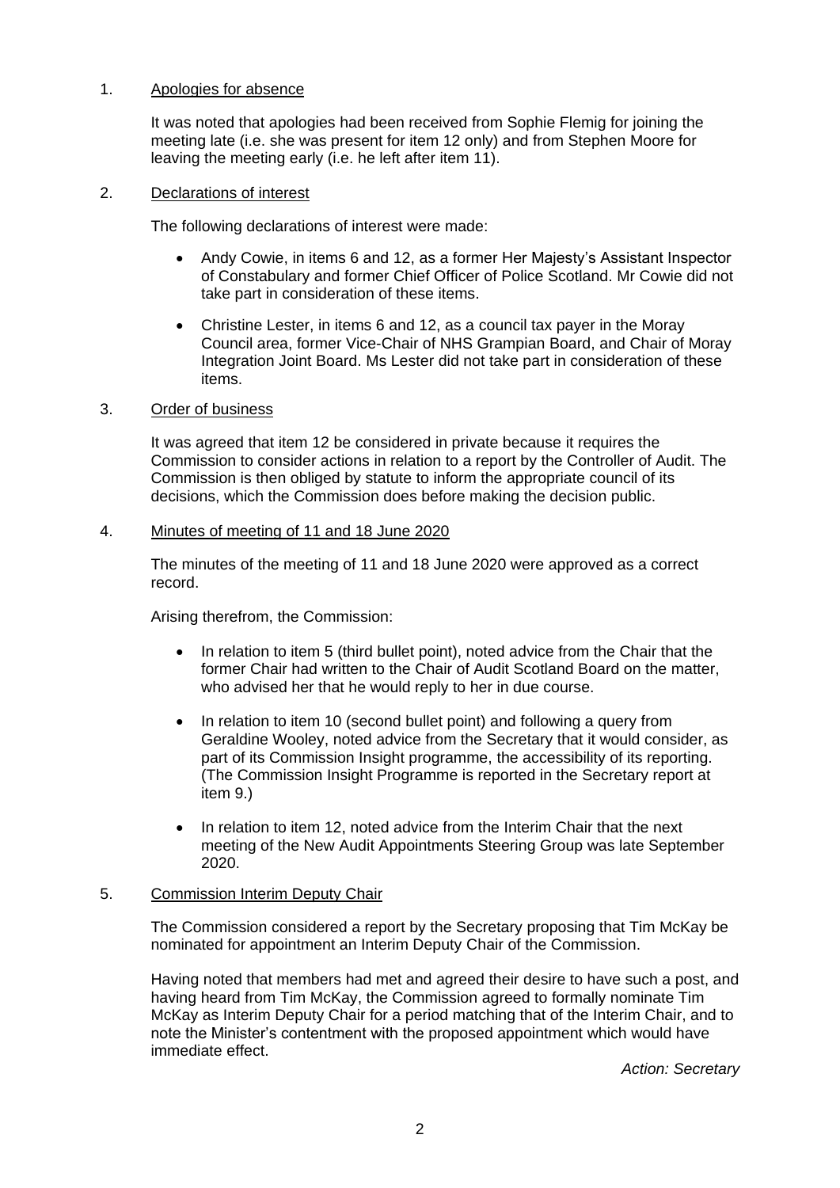1. Apologies for absence

   It was noted that apologies had been received from Sophie Flemig for joining the meeting late (i.e. she was present for item 12 only) and from Stephen Moore for leaving the meeting early (i.e. he left after item 11).

2. Declarations of interest

   The following declarations of interest were made:

   - Andy Cowie, in items 6 and 12, as a former Her Majesty's Assistant Inspector of Constabulary and former Chief Officer of Police Scotland. Mr Cowie did not take part in consideration of these items.

   - Christine Lester, in items 6 and 12, as a council tax payer in the Moray Council area, former Vice-Chair of NHS Grampian Board, and Chair of Moray Integration Joint Board. Ms Lester did not take part in consideration of these items.

3. Order of business

   It was agreed that item 12 be considered in private because it requires the Commission to consider actions in relation to a report by the Controller of Audit. The Commission is then obliged by statute to inform the appropriate council of its decisions, which the Commission does before making the decision public.

4. Minutes of meeting of 11 and 18 June 2020

   The minutes of the meeting of 11 and 18 June 2020 were approved as a correct record.

   Arising therefrom, the Commission:

   - In relation to item 5 (third bullet point), noted advice from the Chair that the former Chair had written to the Chair of Audit Scotland Board on the matter, who advised her that he would reply to her in due course.

   - In relation to item 10 (second bullet point) and following a query from Geraldine Wooley, noted advice from the Secretary that it would consider, as part of its Commission Insight programme, the accessibility of its reporting. (The Commission Insight Programme is reported in the Secretary report at item 9.)

   - In relation to item 12, noted advice from the Interim Chair that the next meeting of the New Audit Appointments Steering Group was late September 2020.

5. Commission Interim Deputy Chair

   The Commission considered a report by the Secretary proposing that Tim McKay be nominated for appointment an Interim Deputy Chair of the Commission.

   Having noted that members had met and agreed their desire to have such a post, and having heard from Tim McKay, the Commission agreed to formally nominate Tim McKay as Interim Deputy Chair for a period matching that of the Interim Chair, and to note the Minister's contentment with the proposed appointment which would have immediate effect.

   *Action: Secretary*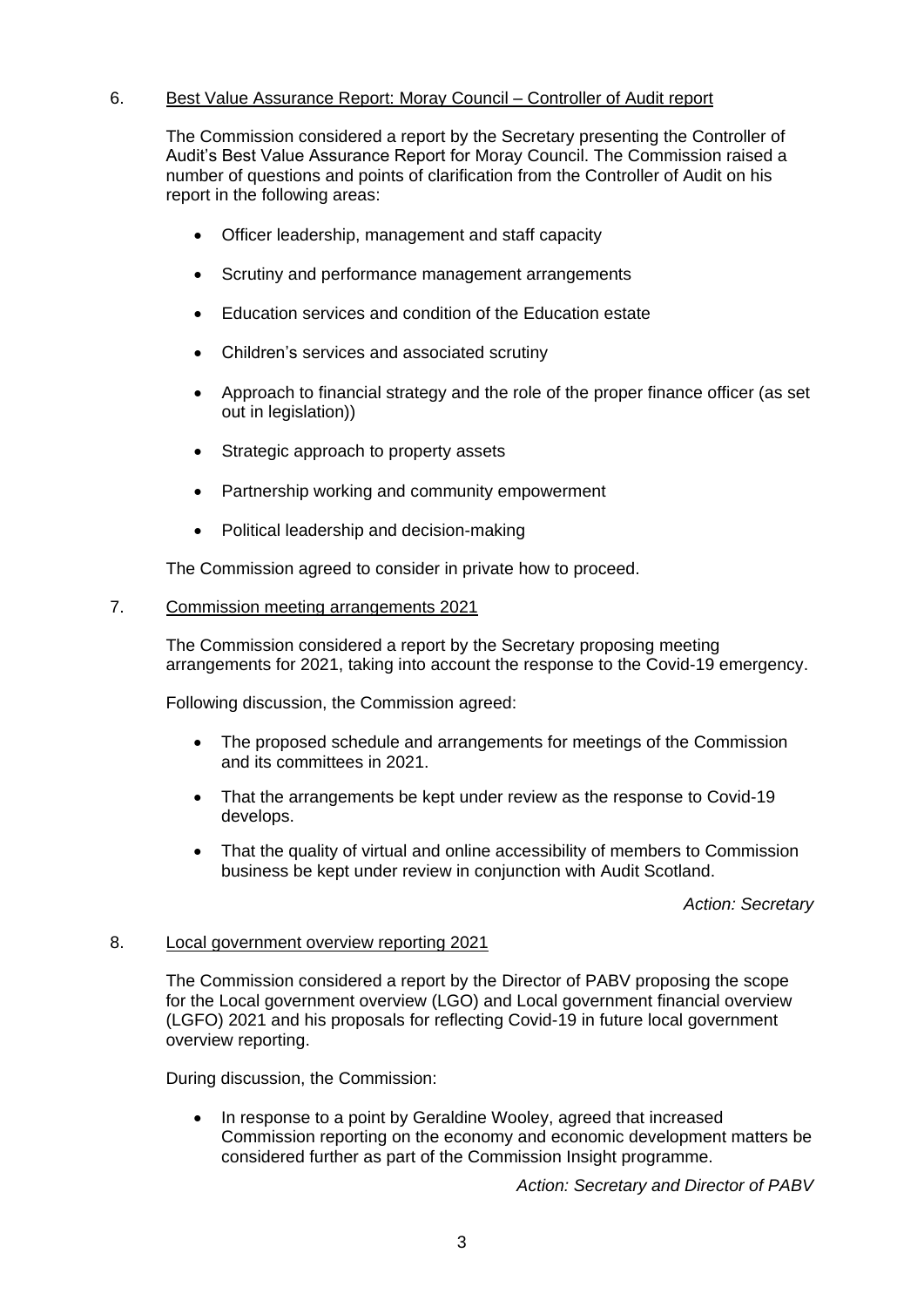6. Best Value Assurance Report: Moray Council – Controller of Audit report

The Commission considered a report by the Secretary presenting the Controller of Audit's Best Value Assurance Report for Moray Council. The Commission raised a number of questions and points of clarification from the Controller of Audit on his report in the following areas:

- Officer leadership, management and staff capacity
- Scrutiny and performance management arrangements
- Education services and condition of the Education estate
- Children's services and associated scrutiny
- Approach to financial strategy and the role of the proper finance officer (as set out in legislation))
- Strategic approach to property assets
- Partnership working and community empowerment
- Political leadership and decision-making

The Commission agreed to consider in private how to proceed.

7. Commission meeting arrangements 2021

The Commission considered a report by the Secretary proposing meeting arrangements for 2021, taking into account the response to the Covid-19 emergency.

Following discussion, the Commission agreed:

- The proposed schedule and arrangements for meetings of the Commission and its committees in 2021.
- That the arrangements be kept under review as the response to Covid-19 develops.
- That the quality of virtual and online accessibility of members to Commission business be kept under review in conjunction with Audit Scotland.

*Action: Secretary*

8. Local government overview reporting 2021

The Commission considered a report by the Director of PABV proposing the scope for the Local government overview (LGO) and Local government financial overview (LGFO) 2021 and his proposals for reflecting Covid-19 in future local government overview reporting.

During discussion, the Commission:

- In response to a point by Geraldine Wooley, agreed that increased Commission reporting on the economy and economic development matters be considered further as part of the Commission Insight programme.

*Action: Secretary and Director of PABV*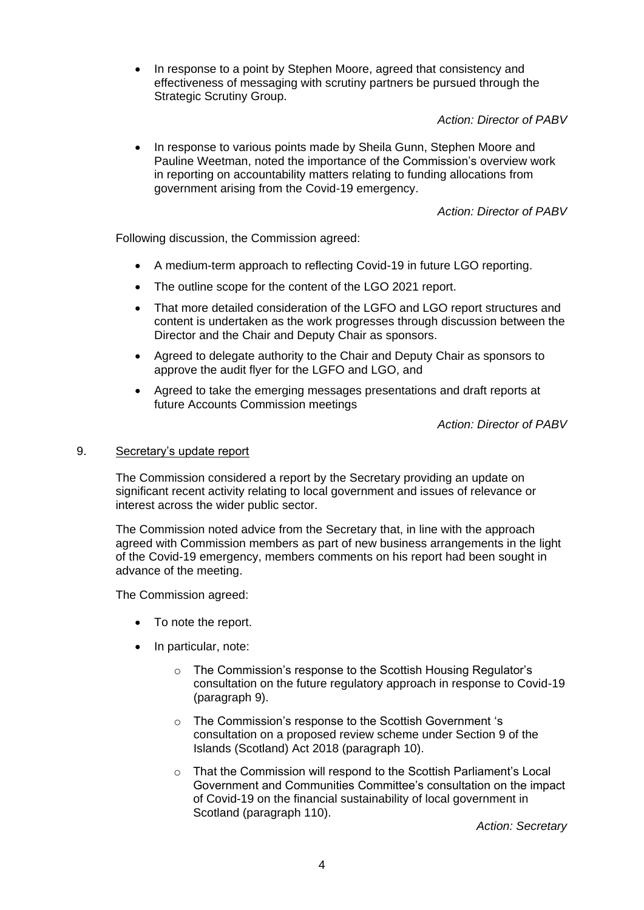- In response to a point by Stephen Moore, agreed that consistency and effectiveness of messaging with scrutiny partners be pursued through the Strategic Scrutiny Group.

  *Action: Director of PABV*

- In response to various points made by Sheila Gunn, Stephen Moore and Pauline Weetman, noted the importance of the Commission's overview work in reporting on accountability matters relating to funding allocations from government arising from the Covid-19 emergency.

  *Action: Director of PABV*

Following discussion, the Commission agreed:

- A medium-term approach to reflecting Covid-19 in future LGO reporting.
- The outline scope for the content of the LGO 2021 report.
- That more detailed consideration of the LGFO and LGO report structures and content is undertaken as the work progresses through discussion between the Director and the Chair and Deputy Chair as sponsors.
- Agreed to delegate authority to the Chair and Deputy Chair as sponsors to approve the audit flyer for the LGFO and LGO, and
- Agreed to take the emerging messages presentations and draft reports at future Accounts Commission meetings

*Action: Director of PABV*

9. Secretary's update report

The Commission considered a report by the Secretary providing an update on significant recent activity relating to local government and issues of relevance or interest across the wider public sector.

The Commission noted advice from the Secretary that, in line with the approach agreed with Commission members as part of new business arrangements in the light of the Covid-19 emergency, members comments on his report had been sought in advance of the meeting.

The Commission agreed:

- To note the report.
- In particular, note:
  - The Commission's response to the Scottish Housing Regulator's consultation on the future regulatory approach in response to Covid-19 (paragraph 9).
  - The Commission's response to the Scottish Government 's consultation on a proposed review scheme under Section 9 of the Islands (Scotland) Act 2018 (paragraph 10).
  - That the Commission will respond to the Scottish Parliament's Local Government and Communities Committee's consultation on the impact of Covid-19 on the financial sustainability of local government in Scotland (paragraph 110).

*Action: Secretary*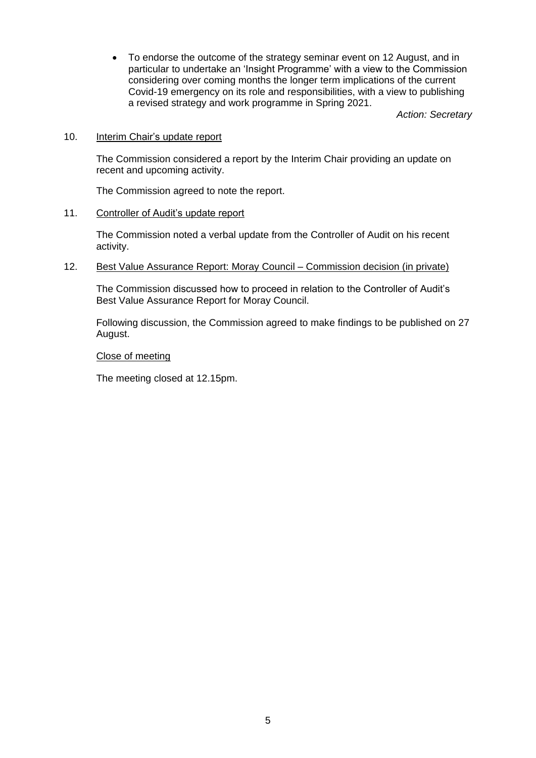- To endorse the outcome of the strategy seminar event on 12 August, and in particular to undertake an 'Insight Programme' with a view to the Commission considering over coming months the longer term implications of the current Covid-19 emergency on its role and responsibilities, with a view to publishing a revised strategy and work programme in Spring 2021.

*Action: Secretary*

10. Interim Chair's update report

The Commission considered a report by the Interim Chair providing an update on recent and upcoming activity.

The Commission agreed to note the report.

11. Controller of Audit's update report

The Commission noted a verbal update from the Controller of Audit on his recent activity.

12. Best Value Assurance Report: Moray Council – Commission decision (in private)

The Commission discussed how to proceed in relation to the Controller of Audit's Best Value Assurance Report for Moray Council.

Following discussion, the Commission agreed to make findings to be published on 27 August.

Close of meeting

The meeting closed at 12.15pm.